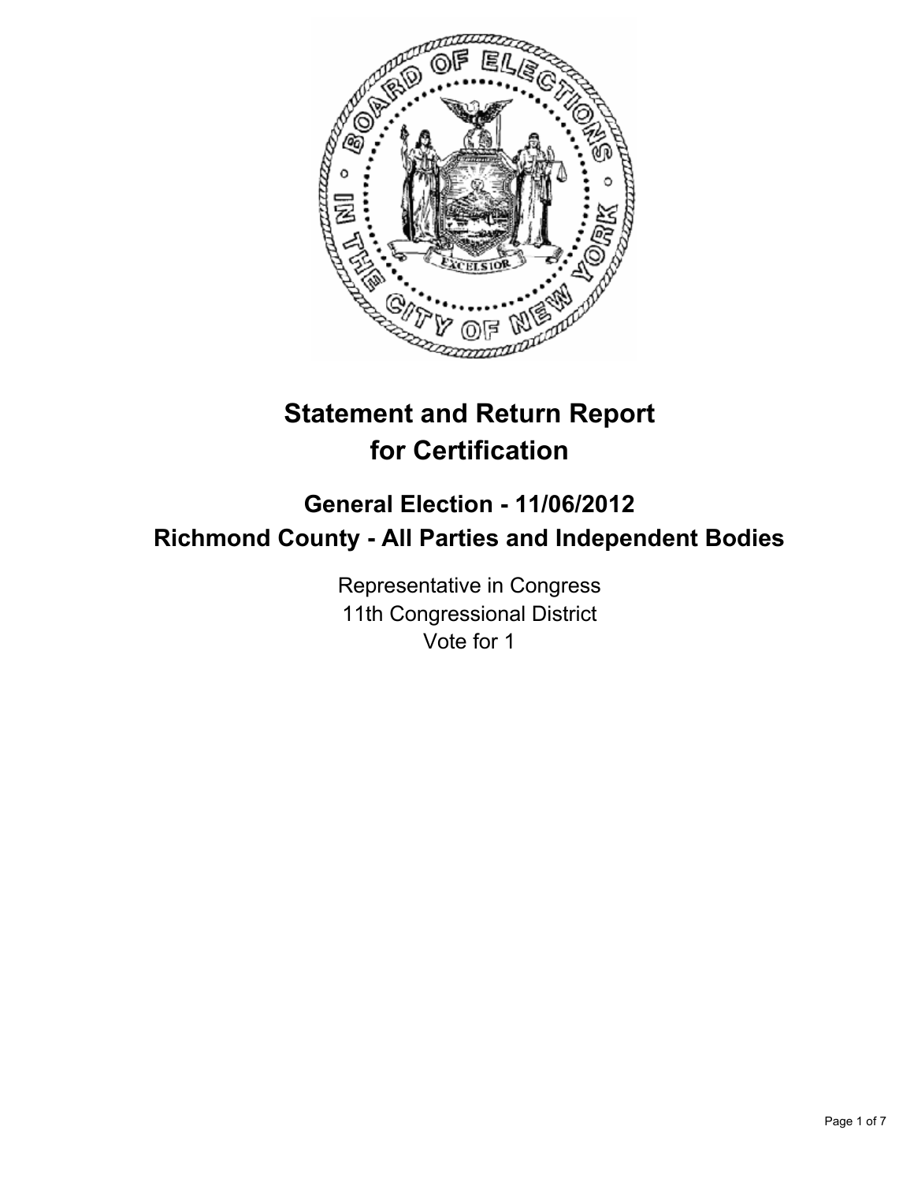# Statement and Return Report for Certification

## General Election - 11/06/2012
## Richmond County - All Parties and Independent Bodies

Representative in Congress
11th Congressional District
Vote for 1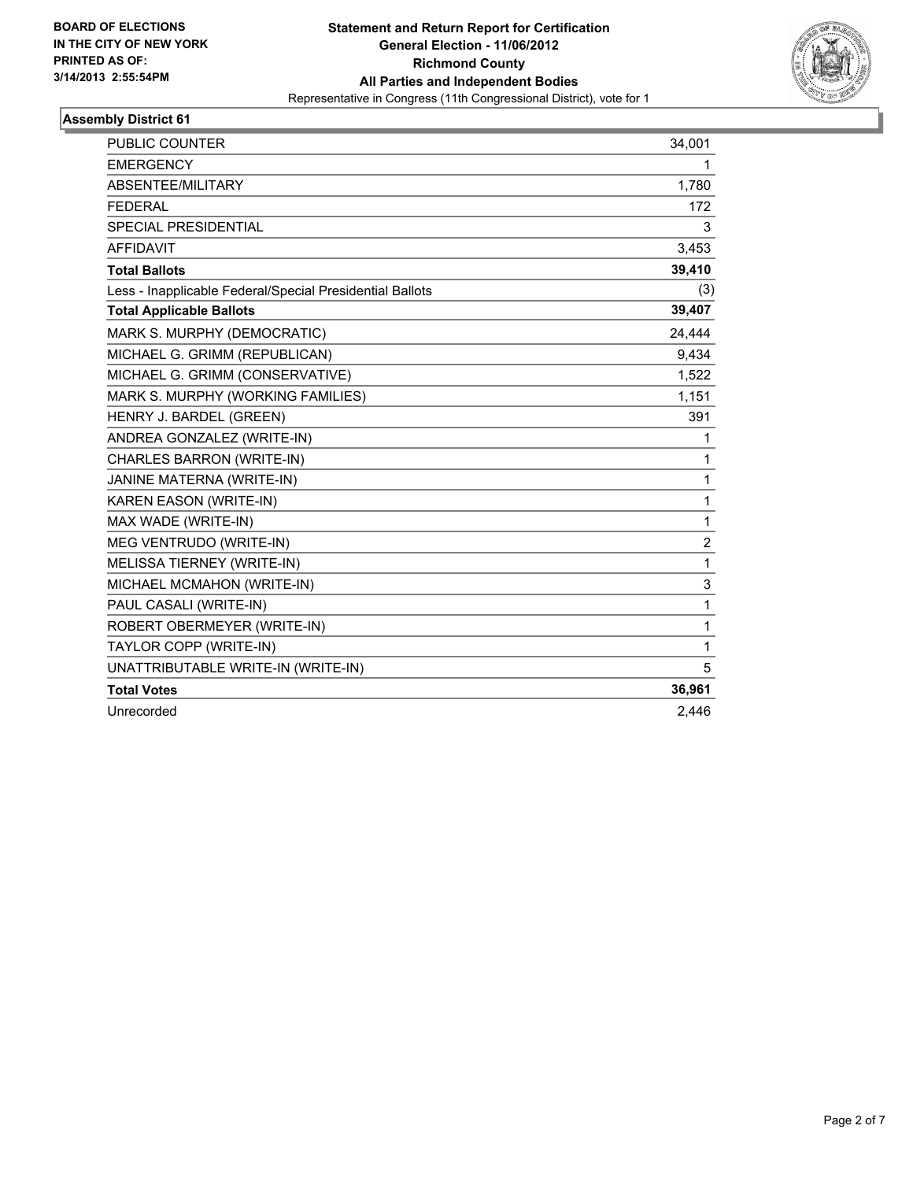**BOARD OF ELECTIONS IN THE CITY OF NEW YORK PRINTED AS OF: 3/14/2013 2:55:54PM**

**Statement and Return Report for Certification**
**General Election - 11/06/2012**
**Richmond County**
**All Parties and Independent Bodies**
Representative in Congress (11th Congressional District), vote for 1

### Assembly District 61

| | |
|---|---|
| PUBLIC COUNTER | 34,001 |
| EMERGENCY | 1 |
| ABSENTEE/MILITARY | 1,780 |
| FEDERAL | 172 |
| SPECIAL PRESIDENTIAL | 3 |
| AFFIDAVIT | 3,453 |
| **Total Ballots** | **39,410** |
| Less - Inapplicable Federal/Special Presidential Ballots | (3) |
| **Total Applicable Ballots** | **39,407** |
| MARK S. MURPHY (DEMOCRATIC) | 24,444 |
| MICHAEL G. GRIMM (REPUBLICAN) | 9,434 |
| MICHAEL G. GRIMM (CONSERVATIVE) | 1,522 |
| MARK S. MURPHY (WORKING FAMILIES) | 1,151 |
| HENRY J. BARDEL (GREEN) | 391 |
| ANDREA GONZALEZ (WRITE-IN) | 1 |
| CHARLES BARRON (WRITE-IN) | 1 |
| JANINE MATERNA (WRITE-IN) | 1 |
| KAREN EASON (WRITE-IN) | 1 |
| MAX WADE (WRITE-IN) | 1 |
| MEG VENTRUDO (WRITE-IN) | 2 |
| MELISSA TIERNEY (WRITE-IN) | 1 |
| MICHAEL MCMAHON (WRITE-IN) | 3 |
| PAUL CASALI (WRITE-IN) | 1 |
| ROBERT OBERMEYER (WRITE-IN) | 1 |
| TAYLOR COPP (WRITE-IN) | 1 |
| UNATTRIBUTABLE WRITE-IN (WRITE-IN) | 5 |
| **Total Votes** | **36,961** |
| Unrecorded | 2,446 |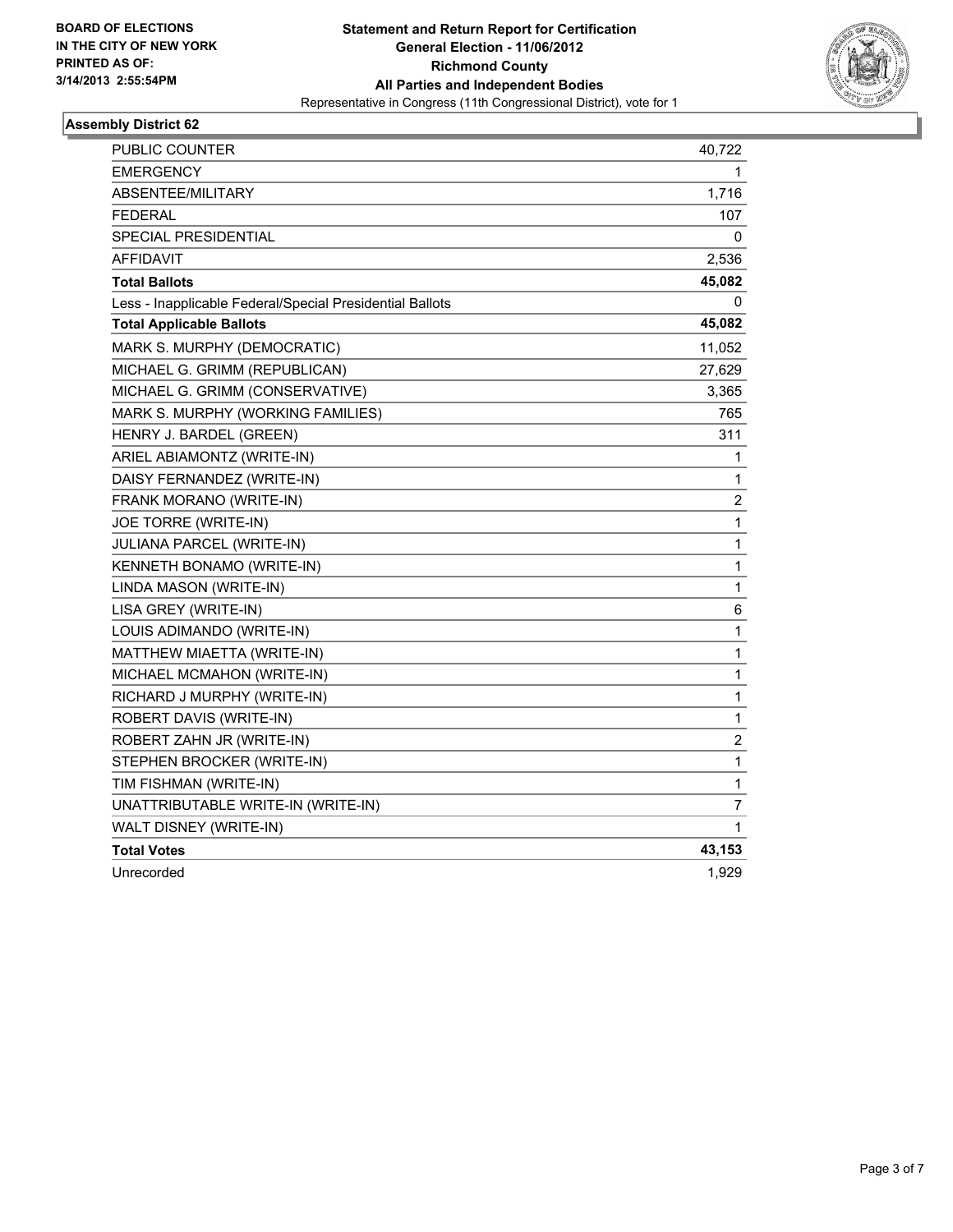**BOARD OF ELECTIONS IN THE CITY OF NEW YORK PRINTED AS OF: 3/14/2013 2:55:54PM**

**Statement and Return Report for Certification**
**General Election - 11/06/2012**
**Richmond County**
**All Parties and Independent Bodies**
Representative in Congress (11th Congressional District), vote for 1

## Assembly District 62

| | |
|---|---|
| PUBLIC COUNTER | 40,722 |
| EMERGENCY | 1 |
| ABSENTEE/MILITARY | 1,716 |
| FEDERAL | 107 |
| SPECIAL PRESIDENTIAL | 0 |
| AFFIDAVIT | 2,536 |
| **Total Ballots** | **45,082** |
| Less - Inapplicable Federal/Special Presidential Ballots | 0 |
| **Total Applicable Ballots** | **45,082** |
| MARK S. MURPHY (DEMOCRATIC) | 11,052 |
| MICHAEL G. GRIMM (REPUBLICAN) | 27,629 |
| MICHAEL G. GRIMM (CONSERVATIVE) | 3,365 |
| MARK S. MURPHY (WORKING FAMILIES) | 765 |
| HENRY J. BARDEL (GREEN) | 311 |
| ARIEL ABIAMONTZ (WRITE-IN) | 1 |
| DAISY FERNANDEZ (WRITE-IN) | 1 |
| FRANK MORANO (WRITE-IN) | 2 |
| JOE TORRE (WRITE-IN) | 1 |
| JULIANA PARCEL (WRITE-IN) | 1 |
| KENNETH BONAMO (WRITE-IN) | 1 |
| LINDA MASON (WRITE-IN) | 1 |
| LISA GREY (WRITE-IN) | 6 |
| LOUIS ADIMANDO (WRITE-IN) | 1 |
| MATTHEW MIAETTA (WRITE-IN) | 1 |
| MICHAEL MCMAHON (WRITE-IN) | 1 |
| RICHARD J MURPHY (WRITE-IN) | 1 |
| ROBERT DAVIS (WRITE-IN) | 1 |
| ROBERT ZAHN JR (WRITE-IN) | 2 |
| STEPHEN BROCKER (WRITE-IN) | 1 |
| TIM FISHMAN (WRITE-IN) | 1 |
| UNATTRIBUTABLE WRITE-IN (WRITE-IN) | 7 |
| WALT DISNEY (WRITE-IN) | 1 |
| **Total Votes** | **43,153** |
| Unrecorded | 1,929 |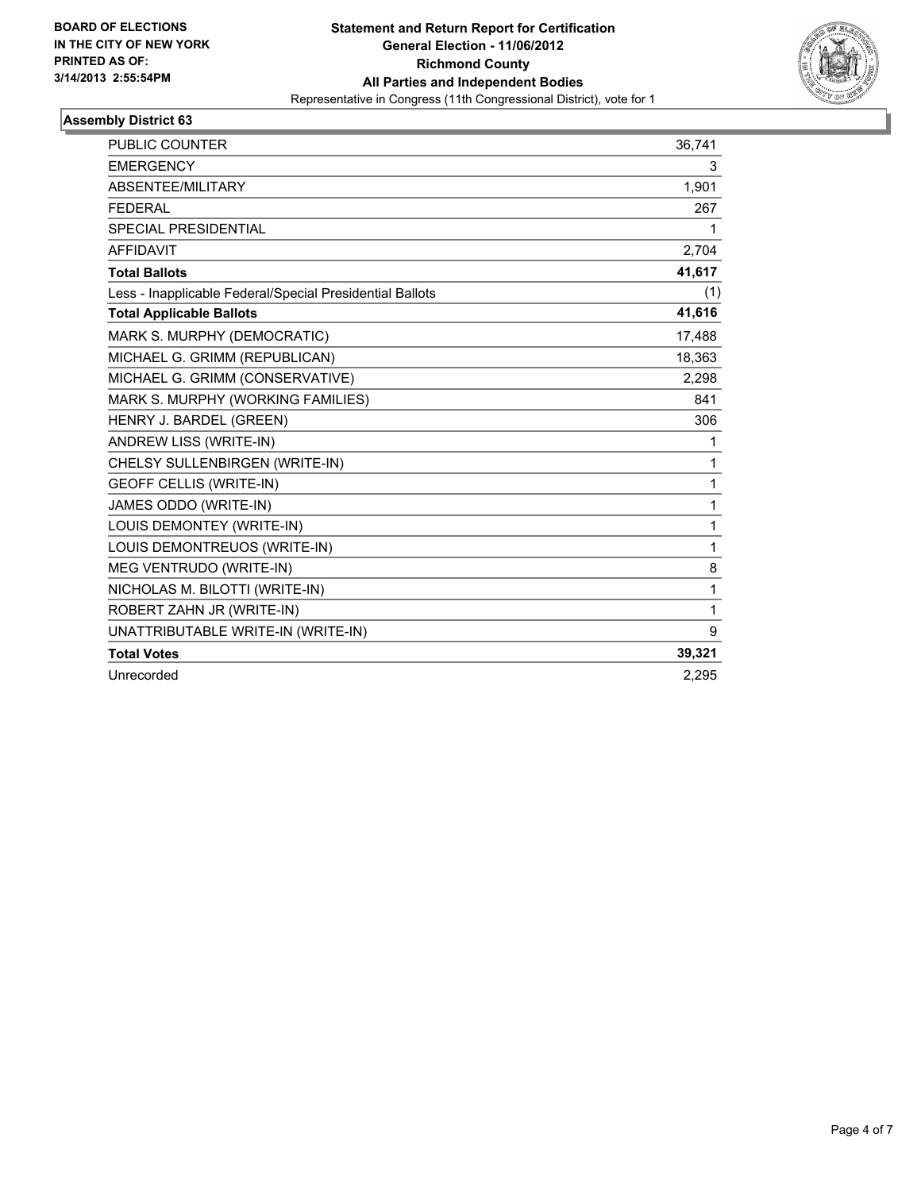**BOARD OF ELECTIONS IN THE CITY OF NEW YORK PRINTED AS OF: 3/14/2013 2:55:54PM**

**Statement and Return Report for Certification**
**General Election - 11/06/2012**
**Richmond County**
**All Parties and Independent Bodies**
Representative in Congress (11th Congressional District), vote for 1

### Assembly District 63

| | |
|---|---|
| PUBLIC COUNTER | 36,741 |
| EMERGENCY | 3 |
| ABSENTEE/MILITARY | 1,901 |
| FEDERAL | 267 |
| SPECIAL PRESIDENTIAL | 1 |
| AFFIDAVIT | 2,704 |
| **Total Ballots** | **41,617** |
| Less - Inapplicable Federal/Special Presidential Ballots | (1) |
| **Total Applicable Ballots** | **41,616** |
| MARK S. MURPHY (DEMOCRATIC) | 17,488 |
| MICHAEL G. GRIMM (REPUBLICAN) | 18,363 |
| MICHAEL G. GRIMM (CONSERVATIVE) | 2,298 |
| MARK S. MURPHY (WORKING FAMILIES) | 841 |
| HENRY J. BARDEL (GREEN) | 306 |
| ANDREW LISS (WRITE-IN) | 1 |
| CHELSY SULLENBIRGEN (WRITE-IN) | 1 |
| GEOFF CELLIS (WRITE-IN) | 1 |
| JAMES ODDO (WRITE-IN) | 1 |
| LOUIS DEMONTEY (WRITE-IN) | 1 |
| LOUIS DEMONTREUOS (WRITE-IN) | 1 |
| MEG VENTRUDO (WRITE-IN) | 8 |
| NICHOLAS M. BILOTTI (WRITE-IN) | 1 |
| ROBERT ZAHN JR (WRITE-IN) | 1 |
| UNATTRIBUTABLE WRITE-IN (WRITE-IN) | 9 |
| **Total Votes** | **39,321** |
| Unrecorded | 2,295 |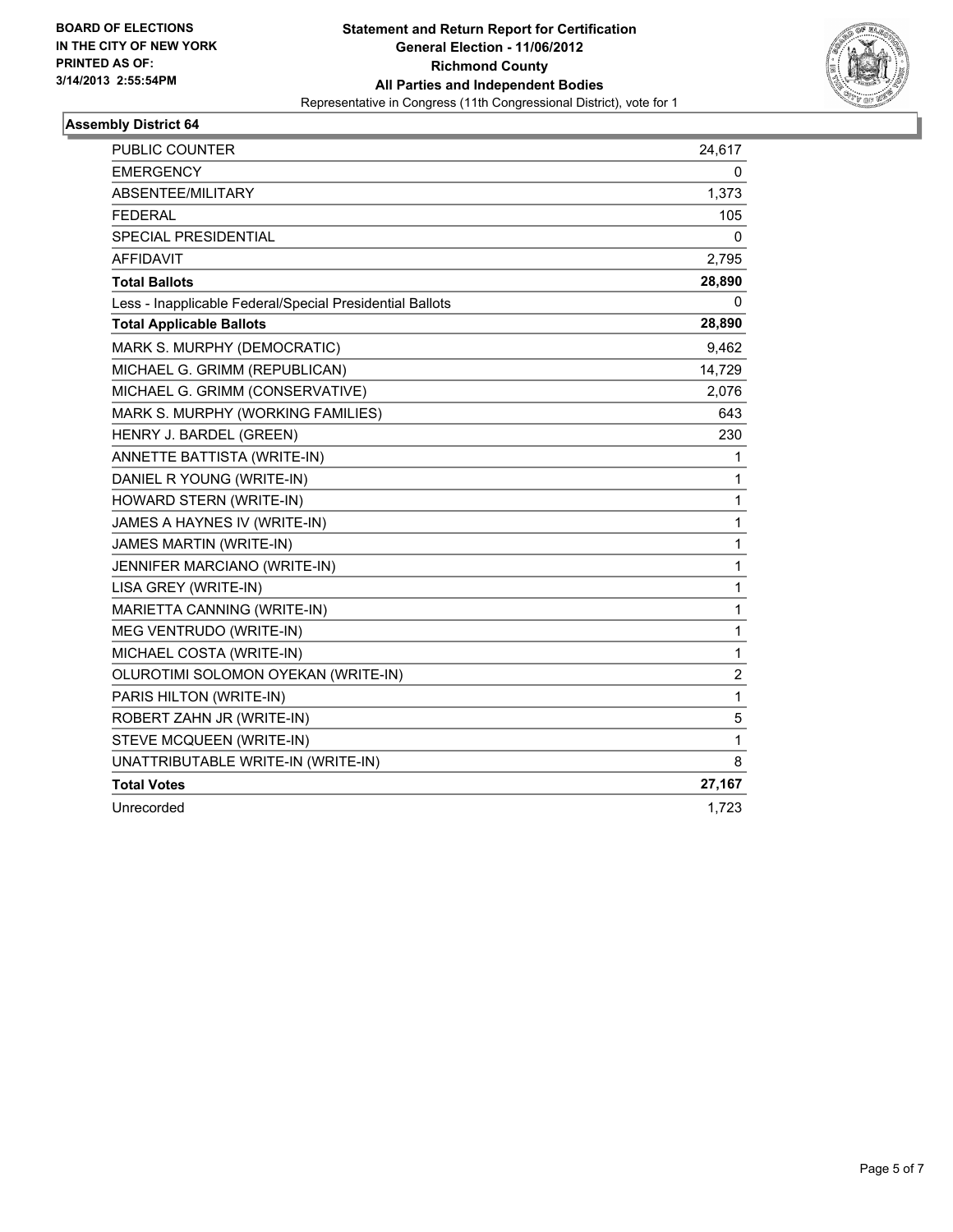**BOARD OF ELECTIONS IN THE CITY OF NEW YORK PRINTED AS OF: 3/14/2013 2:55:54PM**

**Statement and Return Report for Certification**
**General Election - 11/06/2012**
**Richmond County**
**All Parties and Independent Bodies**
Representative in Congress (11th Congressional District), vote for 1

### Assembly District 64

| | |
|---|---|
| PUBLIC COUNTER | 24,617 |
| EMERGENCY | 0 |
| ABSENTEE/MILITARY | 1,373 |
| FEDERAL | 105 |
| SPECIAL PRESIDENTIAL | 0 |
| AFFIDAVIT | 2,795 |
| **Total Ballots** | **28,890** |
| Less - Inapplicable Federal/Special Presidential Ballots | 0 |
| **Total Applicable Ballots** | **28,890** |
| MARK S. MURPHY (DEMOCRATIC) | 9,462 |
| MICHAEL G. GRIMM (REPUBLICAN) | 14,729 |
| MICHAEL G. GRIMM (CONSERVATIVE) | 2,076 |
| MARK S. MURPHY (WORKING FAMILIES) | 643 |
| HENRY J. BARDEL (GREEN) | 230 |
| ANNETTE BATTISTA (WRITE-IN) | 1 |
| DANIEL R YOUNG (WRITE-IN) | 1 |
| HOWARD STERN (WRITE-IN) | 1 |
| JAMES A HAYNES IV (WRITE-IN) | 1 |
| JAMES MARTIN (WRITE-IN) | 1 |
| JENNIFER MARCIANO (WRITE-IN) | 1 |
| LISA GREY (WRITE-IN) | 1 |
| MARIETTA CANNING (WRITE-IN) | 1 |
| MEG VENTRUDO (WRITE-IN) | 1 |
| MICHAEL COSTA (WRITE-IN) | 1 |
| OLUROTIMI SOLOMON OYEKAN (WRITE-IN) | 2 |
| PARIS HILTON (WRITE-IN) | 1 |
| ROBERT ZAHN JR (WRITE-IN) | 5 |
| STEVE MCQUEEN (WRITE-IN) | 1 |
| UNATTRIBUTABLE WRITE-IN (WRITE-IN) | 8 |
| **Total Votes** | **27,167** |
| Unrecorded | 1,723 |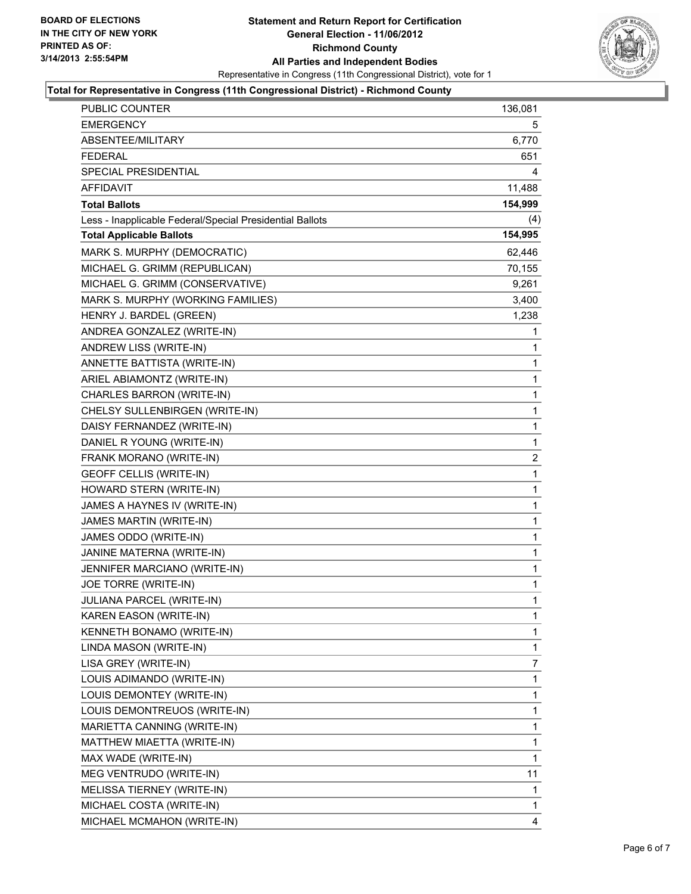BOARD OF ELECTIONS
IN THE CITY OF NEW YORK
PRINTED AS OF:
3/14/2013 2:55:54PM

**Statement and Return Report for Certification**
**General Election - 11/06/2012**
**Richmond County**
**All Parties and Independent Bodies**
Representative in Congress (11th Congressional District), vote for 1

### Total for Representative in Congress (11th Congressional District) - Richmond County

| | |
|---|---|
| PUBLIC COUNTER | 136,081 |
| EMERGENCY | 5 |
| ABSENTEE/MILITARY | 6,770 |
| FEDERAL | 651 |
| SPECIAL PRESIDENTIAL | 4 |
| AFFIDAVIT | 11,488 |
| **Total Ballots** | **154,999** |
| Less - Inapplicable Federal/Special Presidential Ballots | (4) |
| **Total Applicable Ballots** | **154,995** |
| MARK S. MURPHY (DEMOCRATIC) | 62,446 |
| MICHAEL G. GRIMM (REPUBLICAN) | 70,155 |
| MICHAEL G. GRIMM (CONSERVATIVE) | 9,261 |
| MARK S. MURPHY (WORKING FAMILIES) | 3,400 |
| HENRY J. BARDEL (GREEN) | 1,238 |
| ANDREA GONZALEZ (WRITE-IN) | 1 |
| ANDREW LISS (WRITE-IN) | 1 |
| ANNETTE BATTISTA (WRITE-IN) | 1 |
| ARIEL ABIAMONTZ (WRITE-IN) | 1 |
| CHARLES BARRON (WRITE-IN) | 1 |
| CHELSY SULLENBIRGEN (WRITE-IN) | 1 |
| DAISY FERNANDEZ (WRITE-IN) | 1 |
| DANIEL R YOUNG (WRITE-IN) | 1 |
| FRANK MORANO (WRITE-IN) | 2 |
| GEOFF CELLIS (WRITE-IN) | 1 |
| HOWARD STERN (WRITE-IN) | 1 |
| JAMES A HAYNES IV (WRITE-IN) | 1 |
| JAMES MARTIN (WRITE-IN) | 1 |
| JAMES ODDO (WRITE-IN) | 1 |
| JANINE MATERNA (WRITE-IN) | 1 |
| JENNIFER MARCIANO (WRITE-IN) | 1 |
| JOE TORRE (WRITE-IN) | 1 |
| JULIANA PARCEL (WRITE-IN) | 1 |
| KAREN EASON (WRITE-IN) | 1 |
| KENNETH BONAMO (WRITE-IN) | 1 |
| LINDA MASON (WRITE-IN) | 1 |
| LISA GREY (WRITE-IN) | 7 |
| LOUIS ADIMANDO (WRITE-IN) | 1 |
| LOUIS DEMONTEY (WRITE-IN) | 1 |
| LOUIS DEMONTREUOS (WRITE-IN) | 1 |
| MARIETTA CANNING (WRITE-IN) | 1 |
| MATTHEW MIAETTA (WRITE-IN) | 1 |
| MAX WADE (WRITE-IN) | 1 |
| MEG VENTRUDO (WRITE-IN) | 11 |
| MELISSA TIERNEY (WRITE-IN) | 1 |
| MICHAEL COSTA (WRITE-IN) | 1 |
| MICHAEL MCMAHON (WRITE-IN) | 4 |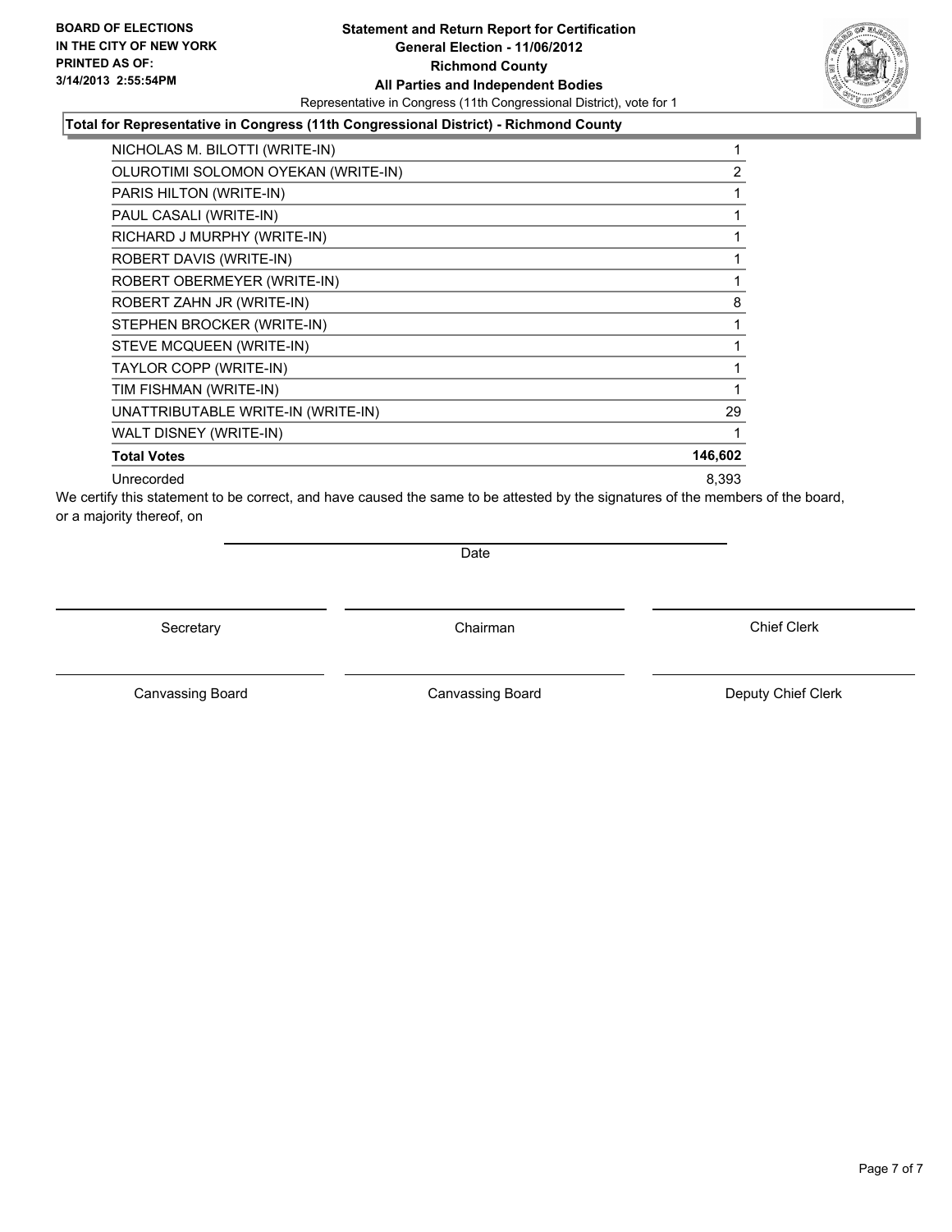**BOARD OF ELECTIONS IN THE CITY OF NEW YORK PRINTED AS OF: 3/14/2013 2:55:54PM**

**Statement and Return Report for Certification General Election - 11/06/2012 Richmond County All Parties and Independent Bodies**

Representative in Congress (11th Congressional District), vote for 1

**Total for Representative in Congress (11th Congressional District) - Richmond County**

| | |
|---|---|
| NICHOLAS M. BILOTTI (WRITE-IN) | 1 |
| OLUROTIMI SOLOMON OYEKAN (WRITE-IN) | 2 |
| PARIS HILTON (WRITE-IN) | 1 |
| PAUL CASALI (WRITE-IN) | 1 |
| RICHARD J MURPHY (WRITE-IN) | 1 |
| ROBERT DAVIS (WRITE-IN) | 1 |
| ROBERT OBERMEYER (WRITE-IN) | 1 |
| ROBERT ZAHN JR (WRITE-IN) | 8 |
| STEPHEN BROCKER (WRITE-IN) | 1 |
| STEVE MCQUEEN (WRITE-IN) | 1 |
| TAYLOR COPP (WRITE-IN) | 1 |
| TIM FISHMAN (WRITE-IN) | 1 |
| UNATTRIBUTABLE WRITE-IN (WRITE-IN) | 29 |
| WALT DISNEY (WRITE-IN) | 1 |
| **Total Votes** | **146,602** |
| Unrecorded | 8,393 |

We certify this statement to be correct, and have caused the same to be attested by the signatures of the members of the board, or a majority thereof, on

Date

Secretary | Chairman | Chief Clerk

Canvassing Board | Canvassing Board | Deputy Chief Clerk